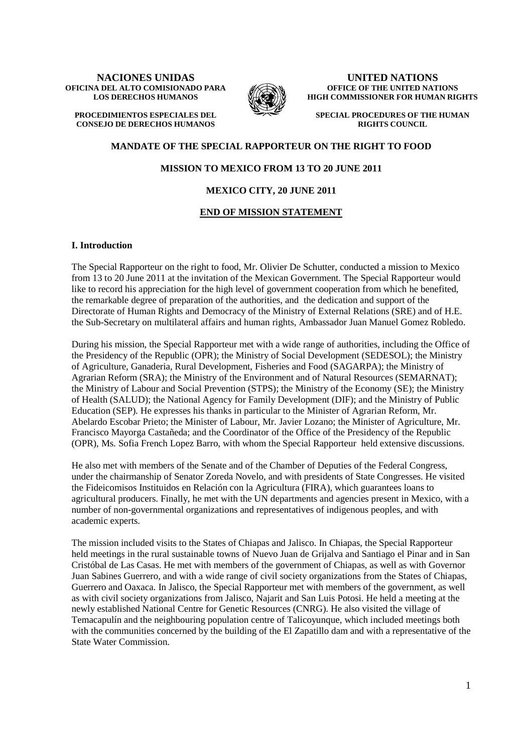**NACIONES UNIDAS**
**OFICINA DEL ALTO COMISIONADO PARA LOS DERECHOS HUMANOS**

**PROCEDIMIENTOS ESPECIALES DEL CONSEJO DE DERECHOS HUMANOS**

**UNITED NATIONS**
**OFFICE OF THE UNITED NATIONS HIGH COMMISSIONER FOR HUMAN RIGHTS**

**SPECIAL PROCEDURES OF THE HUMAN RIGHTS COUNCIL**

**MANDATE OF THE SPECIAL RAPPORTEUR ON THE RIGHT TO FOOD**

**MISSION TO MEXICO FROM 13 TO 20 JUNE 2011**

**MEXICO CITY, 20 JUNE 2011**

**END OF MISSION STATEMENT**

## I. Introduction

The Special Rapporteur on the right to food, Mr. Olivier De Schutter, conducted a mission to Mexico from 13 to 20 June 2011 at the invitation of the Mexican Government. The Special Rapporteur would like to record his appreciation for the high level of government cooperation from which he benefited, the remarkable degree of preparation of the authorities, and the dedication and support of the Directorate of Human Rights and Democracy of the Ministry of External Relations (SRE) and of H.E. the Sub-Secretary on multilateral affairs and human rights, Ambassador Juan Manuel Gomez Robledo.

During his mission, the Special Rapporteur met with a wide range of authorities, including the Office of the Presidency of the Republic (OPR); the Ministry of Social Development (SEDESOL); the Ministry of Agriculture, Ganaderia, Rural Development, Fisheries and Food (SAGARPA); the Ministry of Agrarian Reform (SRA); the Ministry of the Environment and of Natural Resources (SEMARNAT); the Ministry of Labour and Social Prevention (STPS); the Ministry of the Economy (SE); the Ministry of Health (SALUD); the National Agency for Family Development (DIF); and the Ministry of Public Education (SEP). He expresses his thanks in particular to the Minister of Agrarian Reform, Mr. Abelardo Escobar Prieto; the Minister of Labour, Mr. Javier Lozano; the Minister of Agriculture, Mr. Francisco Mayorga Castañeda; and the Coordinator of the Office of the Presidency of the Republic (OPR), Ms. Sofia French Lopez Barro, with whom the Special Rapporteur held extensive discussions.

He also met with members of the Senate and of the Chamber of Deputies of the Federal Congress, under the chairmanship of Senator Zoreda Novelo, and with presidents of State Congresses. He visited the Fideicomisos Instituidos en Relación con la Agricultura (FIRA), which guarantees loans to agricultural producers. Finally, he met with the UN departments and agencies present in Mexico, with a number of non-governmental organizations and representatives of indigenous peoples, and with academic experts.

The mission included visits to the States of Chiapas and Jalisco. In Chiapas, the Special Rapporteur held meetings in the rural sustainable towns of Nuevo Juan de Grijalva and Santiago el Pinar and in San Cristóbal de Las Casas. He met with members of the government of Chiapas, as well as with Governor Juan Sabines Guerrero, and with a wide range of civil society organizations from the States of Chiapas, Guerrero and Oaxaca. In Jalisco, the Special Rapporteur met with members of the government, as well as with civil society organizations from Jalisco, Najarit and San Luis Potosi. He held a meeting at the newly established National Centre for Genetic Resources (CNRG). He also visited the village of Temacapulín and the neighbouring population centre of Talicoyunque, which included meetings both with the communities concerned by the building of the El Zapatillo dam and with a representative of the State Water Commission.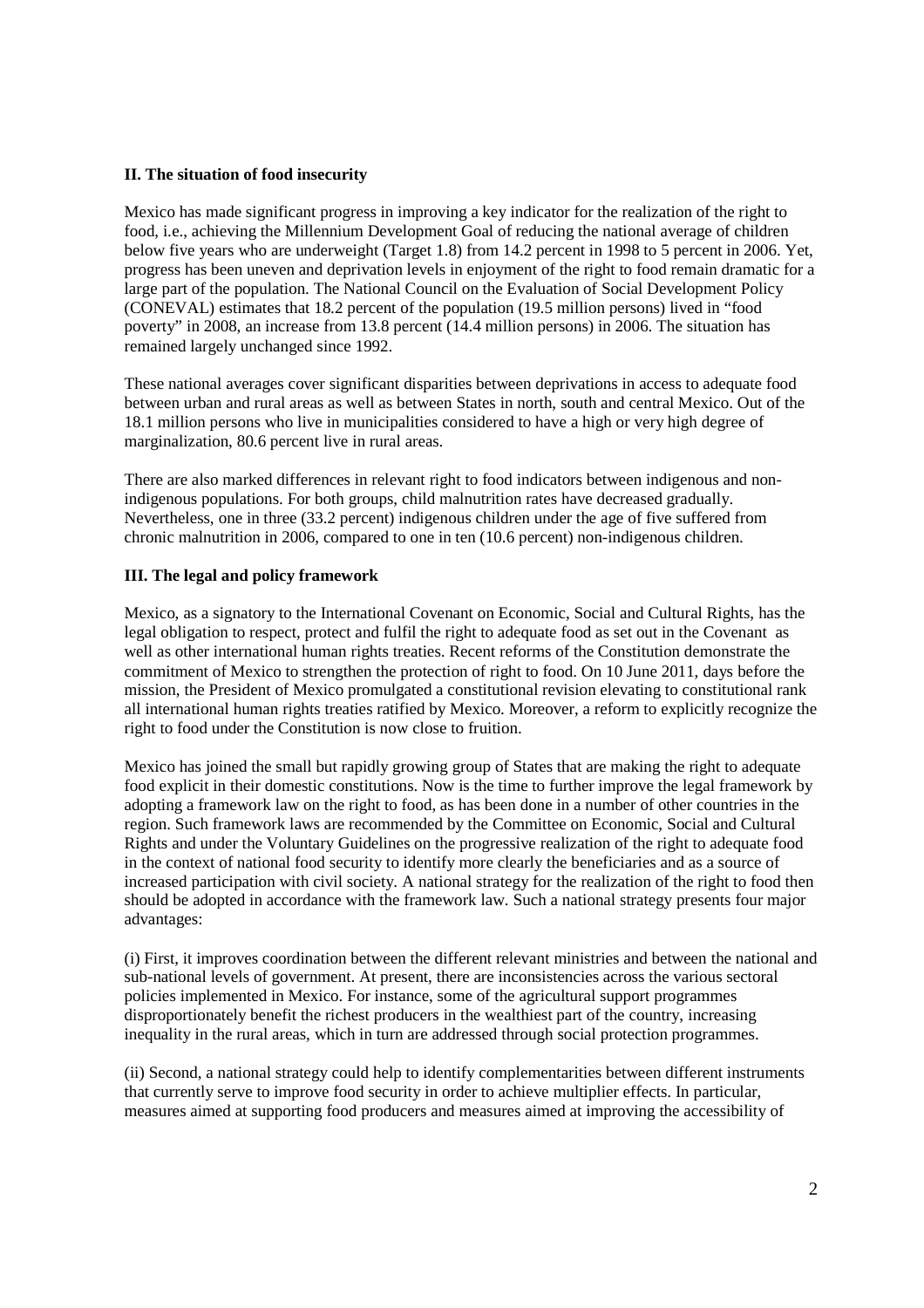### II. The situation of food insecurity

Mexico has made significant progress in improving a key indicator for the realization of the right to food, i.e., achieving the Millennium Development Goal of reducing the national average of children below five years who are underweight (Target 1.8) from 14.2 percent in 1998 to 5 percent in 2006. Yet, progress has been uneven and deprivation levels in enjoyment of the right to food remain dramatic for a large part of the population. The National Council on the Evaluation of Social Development Policy (CONEVAL) estimates that 18.2 percent of the population (19.5 million persons) lived in "food poverty" in 2008, an increase from 13.8 percent (14.4 million persons) in 2006. The situation has remained largely unchanged since 1992.

These national averages cover significant disparities between deprivations in access to adequate food between urban and rural areas as well as between States in north, south and central Mexico. Out of the 18.1 million persons who live in municipalities considered to have a high or very high degree of marginalization, 80.6 percent live in rural areas.

There are also marked differences in relevant right to food indicators between indigenous and non-indigenous populations. For both groups, child malnutrition rates have decreased gradually. Nevertheless, one in three (33.2 percent) indigenous children under the age of five suffered from chronic malnutrition in 2006, compared to one in ten (10.6 percent) non-indigenous children.

### III. The legal and policy framework

Mexico, as a signatory to the International Covenant on Economic, Social and Cultural Rights, has the legal obligation to respect, protect and fulfil the right to adequate food as set out in the Covenant as well as other international human rights treaties. Recent reforms of the Constitution demonstrate the commitment of Mexico to strengthen the protection of right to food. On 10 June 2011, days before the mission, the President of Mexico promulgated a constitutional revision elevating to constitutional rank all international human rights treaties ratified by Mexico. Moreover, a reform to explicitly recognize the right to food under the Constitution is now close to fruition.

Mexico has joined the small but rapidly growing group of States that are making the right to adequate food explicit in their domestic constitutions. Now is the time to further improve the legal framework by adopting a framework law on the right to food, as has been done in a number of other countries in the region. Such framework laws are recommended by the Committee on Economic, Social and Cultural Rights and under the Voluntary Guidelines on the progressive realization of the right to adequate food in the context of national food security to identify more clearly the beneficiaries and as a source of increased participation with civil society. A national strategy for the realization of the right to food then should be adopted in accordance with the framework law. Such a national strategy presents four major advantages:

(i) First, it improves coordination between the different relevant ministries and between the national and sub-national levels of government. At present, there are inconsistencies across the various sectoral policies implemented in Mexico. For instance, some of the agricultural support programmes disproportionately benefit the richest producers in the wealthiest part of the country, increasing inequality in the rural areas, which in turn are addressed through social protection programmes.

(ii) Second, a national strategy could help to identify complementarities between different instruments that currently serve to improve food security in order to achieve multiplier effects. In particular, measures aimed at supporting food producers and measures aimed at improving the accessibility of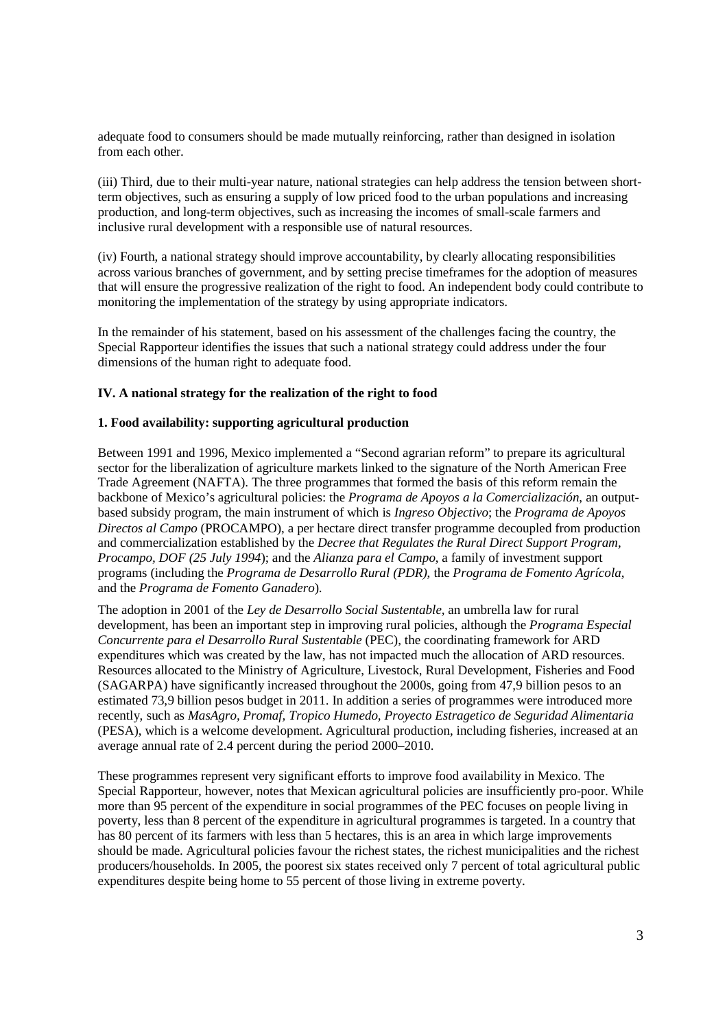adequate food to consumers should be made mutually reinforcing, rather than designed in isolation from each other.

(iii) Third, due to their multi-year nature, national strategies can help address the tension between short-term objectives, such as ensuring a supply of low priced food to the urban populations and increasing production, and long-term objectives, such as increasing the incomes of small-scale farmers and inclusive rural development with a responsible use of natural resources.

(iv) Fourth, a national strategy should improve accountability, by clearly allocating responsibilities across various branches of government, and by setting precise timeframes for the adoption of measures that will ensure the progressive realization of the right to food. An independent body could contribute to monitoring the implementation of the strategy by using appropriate indicators.

In the remainder of his statement, based on his assessment of the challenges facing the country, the Special Rapporteur identifies the issues that such a national strategy could address under the four dimensions of the human right to adequate food.

## IV. A national strategy for the realization of the right to food

### 1. Food availability: supporting agricultural production

Between 1991 and 1996, Mexico implemented a "Second agrarian reform" to prepare its agricultural sector for the liberalization of agriculture markets linked to the signature of the North American Free Trade Agreement (NAFTA). The three programmes that formed the basis of this reform remain the backbone of Mexico's agricultural policies: the *Programa de Apoyos a la Comercialización*, an output-based subsidy program, the main instrument of which is *Ingreso Objectivo*; the *Programa de Apoyos Directos al Campo* (PROCAMPO), a per hectare direct transfer programme decoupled from production and commercialization established by the *Decree that Regulates the Rural Direct Support Program, Procampo, DOF (25 July 1994*); and the *Alianza para el Campo*, a family of investment support programs (including the *Programa de Desarrollo Rural (PDR)*, the *Programa de Fomento Agrícola*, and the *Programa de Fomento Ganadero*).

The adoption in 2001 of the *Ley de Desarrollo Social Sustentable*, an umbrella law for rural development, has been an important step in improving rural policies, although the *Programa Especial Concurrente para el Desarrollo Rural Sustentable* (PEC), the coordinating framework for ARD expenditures which was created by the law, has not impacted much the allocation of ARD resources. Resources allocated to the Ministry of Agriculture, Livestock, Rural Development, Fisheries and Food (SAGARPA) have significantly increased throughout the 2000s, going from 47,9 billion pesos to an estimated 73,9 billion pesos budget in 2011. In addition a series of programmes were introduced more recently, such as *MasAgro, Promaf, Tropico Humedo, Proyecto Estragetico de Seguridad Alimentaria* (PESA), which is a welcome development. Agricultural production, including fisheries, increased at an average annual rate of 2.4 percent during the period 2000–2010.

These programmes represent very significant efforts to improve food availability in Mexico. The Special Rapporteur, however, notes that Mexican agricultural policies are insufficiently pro-poor. While more than 95 percent of the expenditure in social programmes of the PEC focuses on people living in poverty, less than 8 percent of the expenditure in agricultural programmes is targeted. In a country that has 80 percent of its farmers with less than 5 hectares, this is an area in which large improvements should be made. Agricultural policies favour the richest states, the richest municipalities and the richest producers/households. In 2005, the poorest six states received only 7 percent of total agricultural public expenditures despite being home to 55 percent of those living in extreme poverty.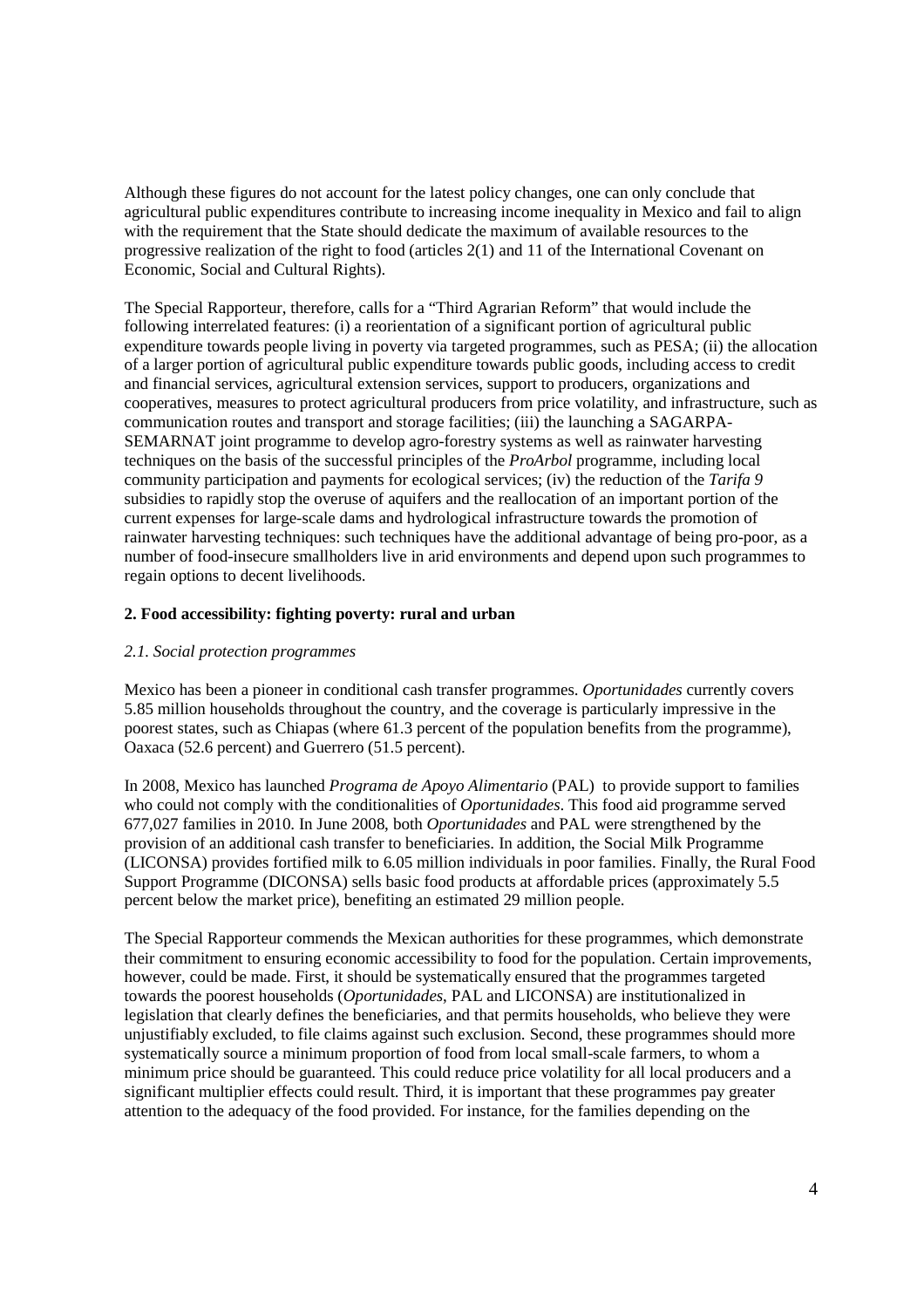Although these figures do not account for the latest policy changes, one can only conclude that agricultural public expenditures contribute to increasing income inequality in Mexico and fail to align with the requirement that the State should dedicate the maximum of available resources to the progressive realization of the right to food (articles 2(1) and 11 of the International Covenant on Economic, Social and Cultural Rights).

The Special Rapporteur, therefore, calls for a "Third Agrarian Reform" that would include the following interrelated features: (i) a reorientation of a significant portion of agricultural public expenditure towards people living in poverty via targeted programmes, such as PESA; (ii) the allocation of a larger portion of agricultural public expenditure towards public goods, including access to credit and financial services, agricultural extension services, support to producers, organizations and cooperatives, measures to protect agricultural producers from price volatility, and infrastructure, such as communication routes and transport and storage facilities; (iii) the launching a SAGARPA-SEMARNAT joint programme to develop agro-forestry systems as well as rainwater harvesting techniques on the basis of the successful principles of the *ProArbol* programme, including local community participation and payments for ecological services; (iv) the reduction of the *Tarifa 9* subsidies to rapidly stop the overuse of aquifers and the reallocation of an important portion of the current expenses for large-scale dams and hydrological infrastructure towards the promotion of rainwater harvesting techniques: such techniques have the additional advantage of being pro-poor, as a number of food-insecure smallholders live in arid environments and depend upon such programmes to regain options to decent livelihoods.

### 2. Food accessibility: fighting poverty: rural and urban

#### *2.1. Social protection programmes*

Mexico has been a pioneer in conditional cash transfer programmes. *Oportunidades* currently covers 5.85 million households throughout the country, and the coverage is particularly impressive in the poorest states, such as Chiapas (where 61.3 percent of the population benefits from the programme), Oaxaca (52.6 percent) and Guerrero (51.5 percent).

In 2008, Mexico has launched *Programa de Apoyo Alimentario* (PAL) to provide support to families who could not comply with the conditionalities of *Oportunidades*. This food aid programme served 677,027 families in 2010. In June 2008, both *Oportunidades* and PAL were strengthened by the provision of an additional cash transfer to beneficiaries. In addition, the Social Milk Programme (LICONSA) provides fortified milk to 6.05 million individuals in poor families. Finally, the Rural Food Support Programme (DICONSA) sells basic food products at affordable prices (approximately 5.5 percent below the market price), benefiting an estimated 29 million people.

The Special Rapporteur commends the Mexican authorities for these programmes, which demonstrate their commitment to ensuring economic accessibility to food for the population. Certain improvements, however, could be made. First, it should be systematically ensured that the programmes targeted towards the poorest households (*Oportunidades*, PAL and LICONSA) are institutionalized in legislation that clearly defines the beneficiaries, and that permits households, who believe they were unjustifiably excluded, to file claims against such exclusion. Second, these programmes should more systematically source a minimum proportion of food from local small-scale farmers, to whom a minimum price should be guaranteed. This could reduce price volatility for all local producers and a significant multiplier effects could result. Third, it is important that these programmes pay greater attention to the adequacy of the food provided. For instance, for the families depending on the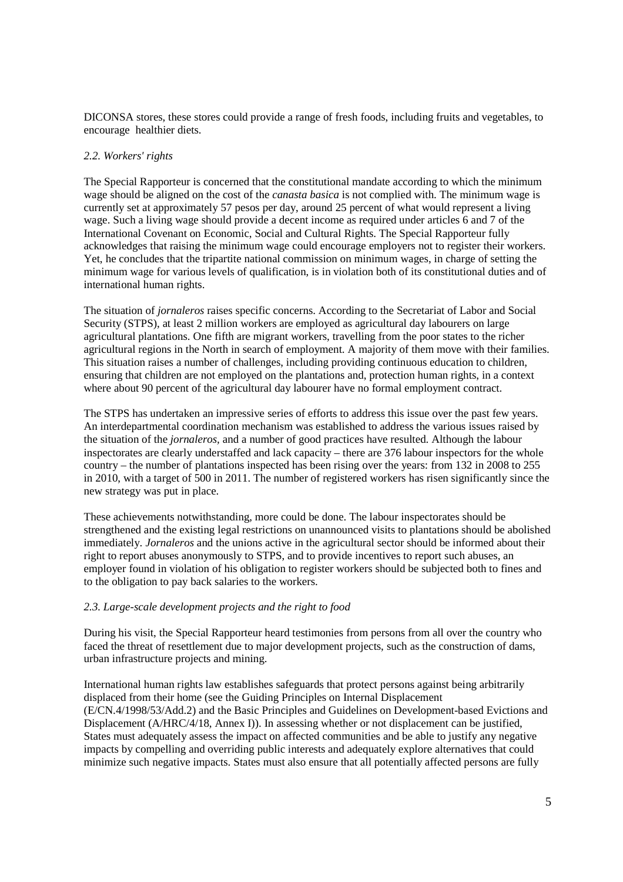DICONSA stores, these stores could provide a range of fresh foods, including fruits and vegetables, to encourage healthier diets.

### *2.2. Workers' rights*

The Special Rapporteur is concerned that the constitutional mandate according to which the minimum wage should be aligned on the cost of the *canasta basica* is not complied with. The minimum wage is currently set at approximately 57 pesos per day, around 25 percent of what would represent a living wage. Such a living wage should provide a decent income as required under articles 6 and 7 of the International Covenant on Economic, Social and Cultural Rights. The Special Rapporteur fully acknowledges that raising the minimum wage could encourage employers not to register their workers. Yet, he concludes that the tripartite national commission on minimum wages, in charge of setting the minimum wage for various levels of qualification, is in violation both of its constitutional duties and of international human rights.

The situation of *jornaleros* raises specific concerns. According to the Secretariat of Labor and Social Security (STPS), at least 2 million workers are employed as agricultural day labourers on large agricultural plantations. One fifth are migrant workers, travelling from the poor states to the richer agricultural regions in the North in search of employment. A majority of them move with their families. This situation raises a number of challenges, including providing continuous education to children, ensuring that children are not employed on the plantations and, protection human rights, in a context where about 90 percent of the agricultural day labourer have no formal employment contract.

The STPS has undertaken an impressive series of efforts to address this issue over the past few years. An interdepartmental coordination mechanism was established to address the various issues raised by the situation of the *jornaleros*, and a number of good practices have resulted. Although the labour inspectorates are clearly understaffed and lack capacity – there are 376 labour inspectors for the whole country – the number of plantations inspected has been rising over the years: from 132 in 2008 to 255 in 2010, with a target of 500 in 2011. The number of registered workers has risen significantly since the new strategy was put in place.

These achievements notwithstanding, more could be done. The labour inspectorates should be strengthened and the existing legal restrictions on unannounced visits to plantations should be abolished immediately. *Jornaleros* and the unions active in the agricultural sector should be informed about their right to report abuses anonymously to STPS, and to provide incentives to report such abuses, an employer found in violation of his obligation to register workers should be subjected both to fines and to the obligation to pay back salaries to the workers.

### *2.3. Large-scale development projects and the right to food*

During his visit, the Special Rapporteur heard testimonies from persons from all over the country who faced the threat of resettlement due to major development projects, such as the construction of dams, urban infrastructure projects and mining.

International human rights law establishes safeguards that protect persons against being arbitrarily displaced from their home (see the Guiding Principles on Internal Displacement (E/CN.4/1998/53/Add.2) and the Basic Principles and Guidelines on Development-based Evictions and Displacement (A/HRC/4/18, Annex I)). In assessing whether or not displacement can be justified, States must adequately assess the impact on affected communities and be able to justify any negative impacts by compelling and overriding public interests and adequately explore alternatives that could minimize such negative impacts. States must also ensure that all potentially affected persons are fully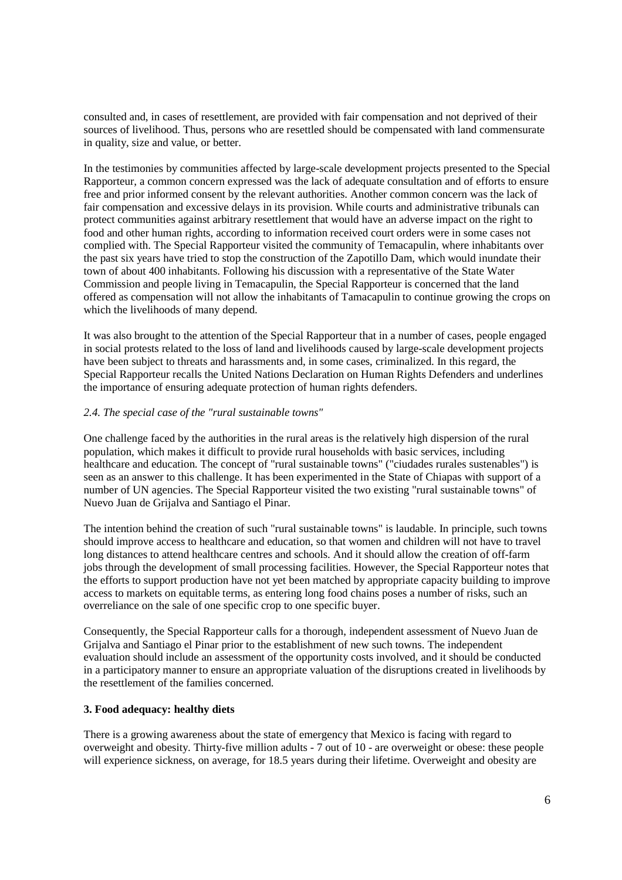consulted and, in cases of resettlement, are provided with fair compensation and not deprived of their sources of livelihood. Thus, persons who are resettled should be compensated with land commensurate in quality, size and value, or better.

In the testimonies by communities affected by large-scale development projects presented to the Special Rapporteur, a common concern expressed was the lack of adequate consultation and of efforts to ensure free and prior informed consent by the relevant authorities. Another common concern was the lack of fair compensation and excessive delays in its provision. While courts and administrative tribunals can protect communities against arbitrary resettlement that would have an adverse impact on the right to food and other human rights, according to information received court orders were in some cases not complied with. The Special Rapporteur visited the community of Temacapulin, where inhabitants over the past six years have tried to stop the construction of the Zapotillo Dam, which would inundate their town of about 400 inhabitants. Following his discussion with a representative of the State Water Commission and people living in Temacapulin, the Special Rapporteur is concerned that the land offered as compensation will not allow the inhabitants of Tamacapulin to continue growing the crops on which the livelihoods of many depend.

It was also brought to the attention of the Special Rapporteur that in a number of cases, people engaged in social protests related to the loss of land and livelihoods caused by large-scale development projects have been subject to threats and harassments and, in some cases, criminalized. In this regard, the Special Rapporteur recalls the United Nations Declaration on Human Rights Defenders and underlines the importance of ensuring adequate protection of human rights defenders.

### *2.4. The special case of the "rural sustainable towns"*

One challenge faced by the authorities in the rural areas is the relatively high dispersion of the rural population, which makes it difficult to provide rural households with basic services, including healthcare and education. The concept of "rural sustainable towns" ("ciudades rurales sustenables") is seen as an answer to this challenge. It has been experimented in the State of Chiapas with support of a number of UN agencies. The Special Rapporteur visited the two existing "rural sustainable towns" of Nuevo Juan de Grijalva and Santiago el Pinar.

The intention behind the creation of such "rural sustainable towns" is laudable. In principle, such towns should improve access to healthcare and education, so that women and children will not have to travel long distances to attend healthcare centres and schools. And it should allow the creation of off-farm jobs through the development of small processing facilities. However, the Special Rapporteur notes that the efforts to support production have not yet been matched by appropriate capacity building to improve access to markets on equitable terms, as entering long food chains poses a number of risks, such an overreliance on the sale of one specific crop to one specific buyer.

Consequently, the Special Rapporteur calls for a thorough, independent assessment of Nuevo Juan de Grijalva and Santiago el Pinar prior to the establishment of new such towns. The independent evaluation should include an assessment of the opportunity costs involved, and it should be conducted in a participatory manner to ensure an appropriate valuation of the disruptions created in livelihoods by the resettlement of the families concerned.

## **3. Food adequacy: healthy diets**

There is a growing awareness about the state of emergency that Mexico is facing with regard to overweight and obesity. Thirty-five million adults - 7 out of 10 - are overweight or obese: these people will experience sickness, on average, for 18.5 years during their lifetime. Overweight and obesity are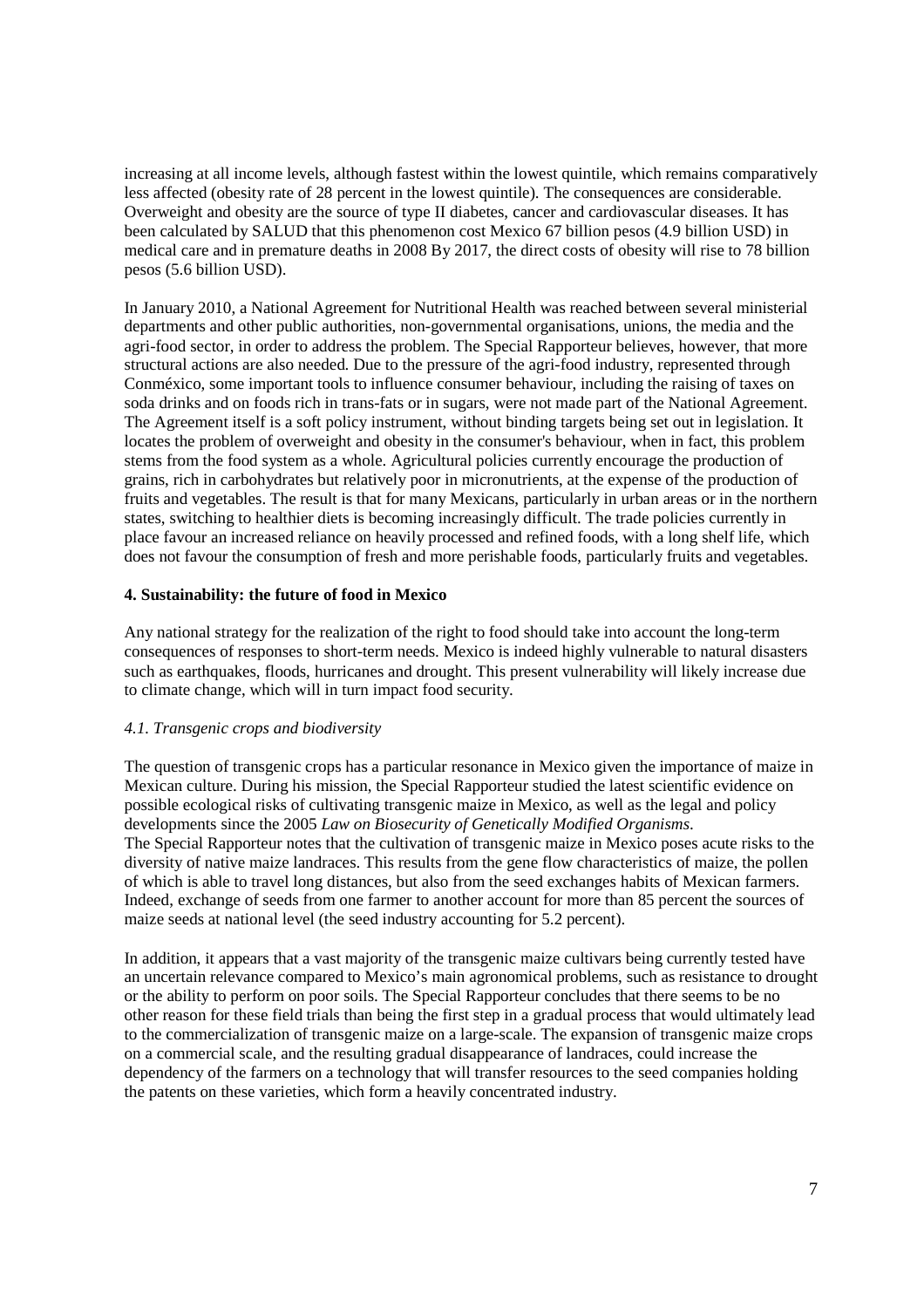increasing at all income levels, although fastest within the lowest quintile, which remains comparatively less affected (obesity rate of 28 percent in the lowest quintile). The consequences are considerable. Overweight and obesity are the source of type II diabetes, cancer and cardiovascular diseases. It has been calculated by SALUD that this phenomenon cost Mexico 67 billion pesos (4.9 billion USD) in medical care and in premature deaths in 2008 By 2017, the direct costs of obesity will rise to 78 billion pesos (5.6 billion USD).

In January 2010, a National Agreement for Nutritional Health was reached between several ministerial departments and other public authorities, non-governmental organisations, unions, the media and the agri-food sector, in order to address the problem. The Special Rapporteur believes, however, that more structural actions are also needed. Due to the pressure of the agri-food industry, represented through Conméxico, some important tools to influence consumer behaviour, including the raising of taxes on soda drinks and on foods rich in trans-fats or in sugars, were not made part of the National Agreement. The Agreement itself is a soft policy instrument, without binding targets being set out in legislation. It locates the problem of overweight and obesity in the consumer's behaviour, when in fact, this problem stems from the food system as a whole. Agricultural policies currently encourage the production of grains, rich in carbohydrates but relatively poor in micronutrients, at the expense of the production of fruits and vegetables. The result is that for many Mexicans, particularly in urban areas or in the northern states, switching to healthier diets is becoming increasingly difficult. The trade policies currently in place favour an increased reliance on heavily processed and refined foods, with a long shelf life, which does not favour the consumption of fresh and more perishable foods, particularly fruits and vegetables.

## 4. Sustainability: the future of food in Mexico

Any national strategy for the realization of the right to food should take into account the long-term consequences of responses to short-term needs. Mexico is indeed highly vulnerable to natural disasters such as earthquakes, floods, hurricanes and drought. This present vulnerability will likely increase due to climate change, which will in turn impact food security.

### *4.1. Transgenic crops and biodiversity*

The question of transgenic crops has a particular resonance in Mexico given the importance of maize in Mexican culture. During his mission, the Special Rapporteur studied the latest scientific evidence on possible ecological risks of cultivating transgenic maize in Mexico, as well as the legal and policy developments since the 2005 *Law on Biosecurity of Genetically Modified Organisms*.
The Special Rapporteur notes that the cultivation of transgenic maize in Mexico poses acute risks to the diversity of native maize landraces. This results from the gene flow characteristics of maize, the pollen of which is able to travel long distances, but also from the seed exchanges habits of Mexican farmers. Indeed, exchange of seeds from one farmer to another account for more than 85 percent the sources of maize seeds at national level (the seed industry accounting for 5.2 percent).

In addition, it appears that a vast majority of the transgenic maize cultivars being currently tested have an uncertain relevance compared to Mexico's main agronomical problems, such as resistance to drought or the ability to perform on poor soils. The Special Rapporteur concludes that there seems to be no other reason for these field trials than being the first step in a gradual process that would ultimately lead to the commercialization of transgenic maize on a large-scale. The expansion of transgenic maize crops on a commercial scale, and the resulting gradual disappearance of landraces, could increase the dependency of the farmers on a technology that will transfer resources to the seed companies holding the patents on these varieties, which form a heavily concentrated industry.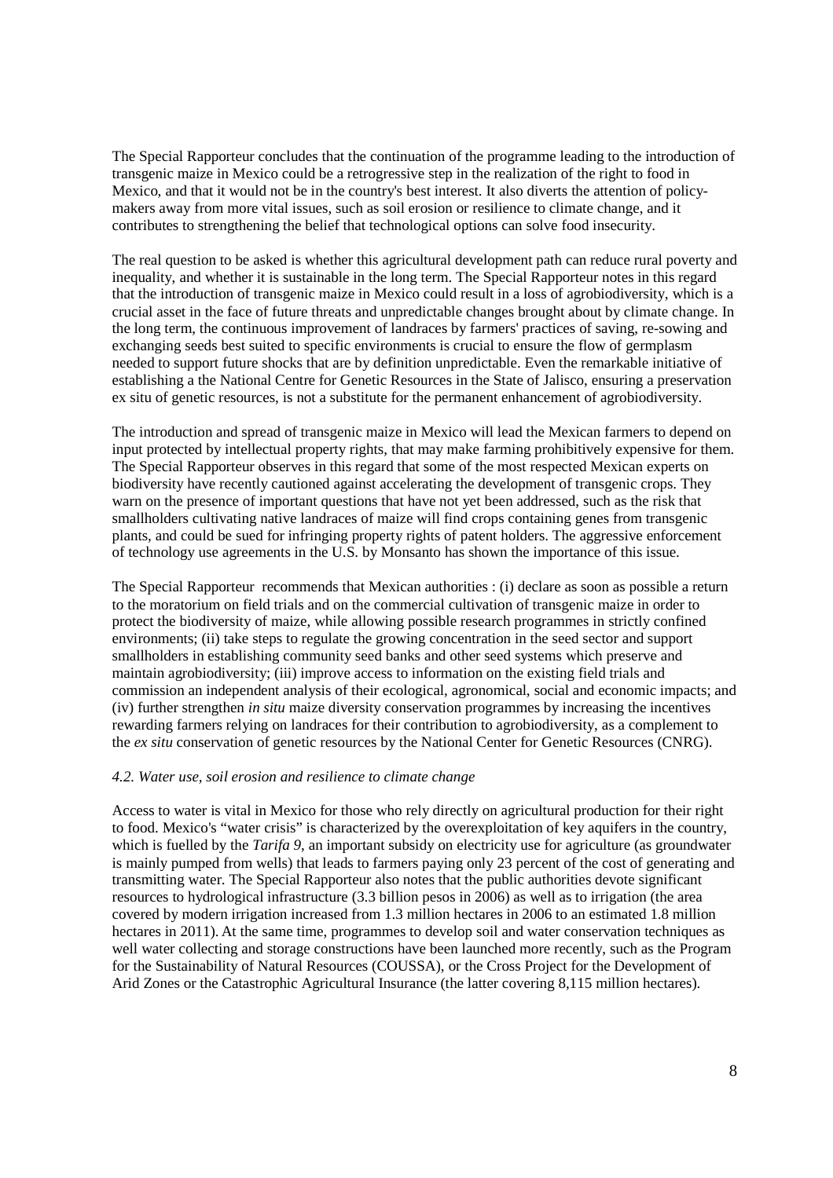The Special Rapporteur concludes that the continuation of the programme leading to the introduction of transgenic maize in Mexico could be a retrogressive step in the realization of the right to food in Mexico, and that it would not be in the country's best interest. It also diverts the attention of policy-makers away from more vital issues, such as soil erosion or resilience to climate change, and it contributes to strengthening the belief that technological options can solve food insecurity.

The real question to be asked is whether this agricultural development path can reduce rural poverty and inequality, and whether it is sustainable in the long term. The Special Rapporteur notes in this regard that the introduction of transgenic maize in Mexico could result in a loss of agrobiodiversity, which is a crucial asset in the face of future threats and unpredictable changes brought about by climate change. In the long term, the continuous improvement of landraces by farmers' practices of saving, re-sowing and exchanging seeds best suited to specific environments is crucial to ensure the flow of germplasm needed to support future shocks that are by definition unpredictable. Even the remarkable initiative of establishing a the National Centre for Genetic Resources in the State of Jalisco, ensuring a preservation ex situ of genetic resources, is not a substitute for the permanent enhancement of agrobiodiversity.

The introduction and spread of transgenic maize in Mexico will lead the Mexican farmers to depend on input protected by intellectual property rights, that may make farming prohibitively expensive for them. The Special Rapporteur observes in this regard that some of the most respected Mexican experts on biodiversity have recently cautioned against accelerating the development of transgenic crops. They warn on the presence of important questions that have not yet been addressed, such as the risk that smallholders cultivating native landraces of maize will find crops containing genes from transgenic plants, and could be sued for infringing property rights of patent holders. The aggressive enforcement of technology use agreements in the U.S. by Monsanto has shown the importance of this issue.

The Special Rapporteur recommends that Mexican authorities : (i) declare as soon as possible a return to the moratorium on field trials and on the commercial cultivation of transgenic maize in order to protect the biodiversity of maize, while allowing possible research programmes in strictly confined environments; (ii) take steps to regulate the growing concentration in the seed sector and support smallholders in establishing community seed banks and other seed systems which preserve and maintain agrobiodiversity; (iii) improve access to information on the existing field trials and commission an independent analysis of their ecological, agronomical, social and economic impacts; and (iv) further strengthen *in situ* maize diversity conservation programmes by increasing the incentives rewarding farmers relying on landraces for their contribution to agrobiodiversity, as a complement to the *ex situ* conservation of genetic resources by the National Center for Genetic Resources (CNRG).

### *4.2. Water use, soil erosion and resilience to climate change*

Access to water is vital in Mexico for those who rely directly on agricultural production for their right to food. Mexico's "water crisis" is characterized by the overexploitation of key aquifers in the country, which is fuelled by the *Tarifa 9*, an important subsidy on electricity use for agriculture (as groundwater is mainly pumped from wells) that leads to farmers paying only 23 percent of the cost of generating and transmitting water. The Special Rapporteur also notes that the public authorities devote significant resources to hydrological infrastructure (3.3 billion pesos in 2006) as well as to irrigation (the area covered by modern irrigation increased from 1.3 million hectares in 2006 to an estimated 1.8 million hectares in 2011). At the same time, programmes to develop soil and water conservation techniques as well water collecting and storage constructions have been launched more recently, such as the Program for the Sustainability of Natural Resources (COUSSA), or the Cross Project for the Development of Arid Zones or the Catastrophic Agricultural Insurance (the latter covering 8,115 million hectares).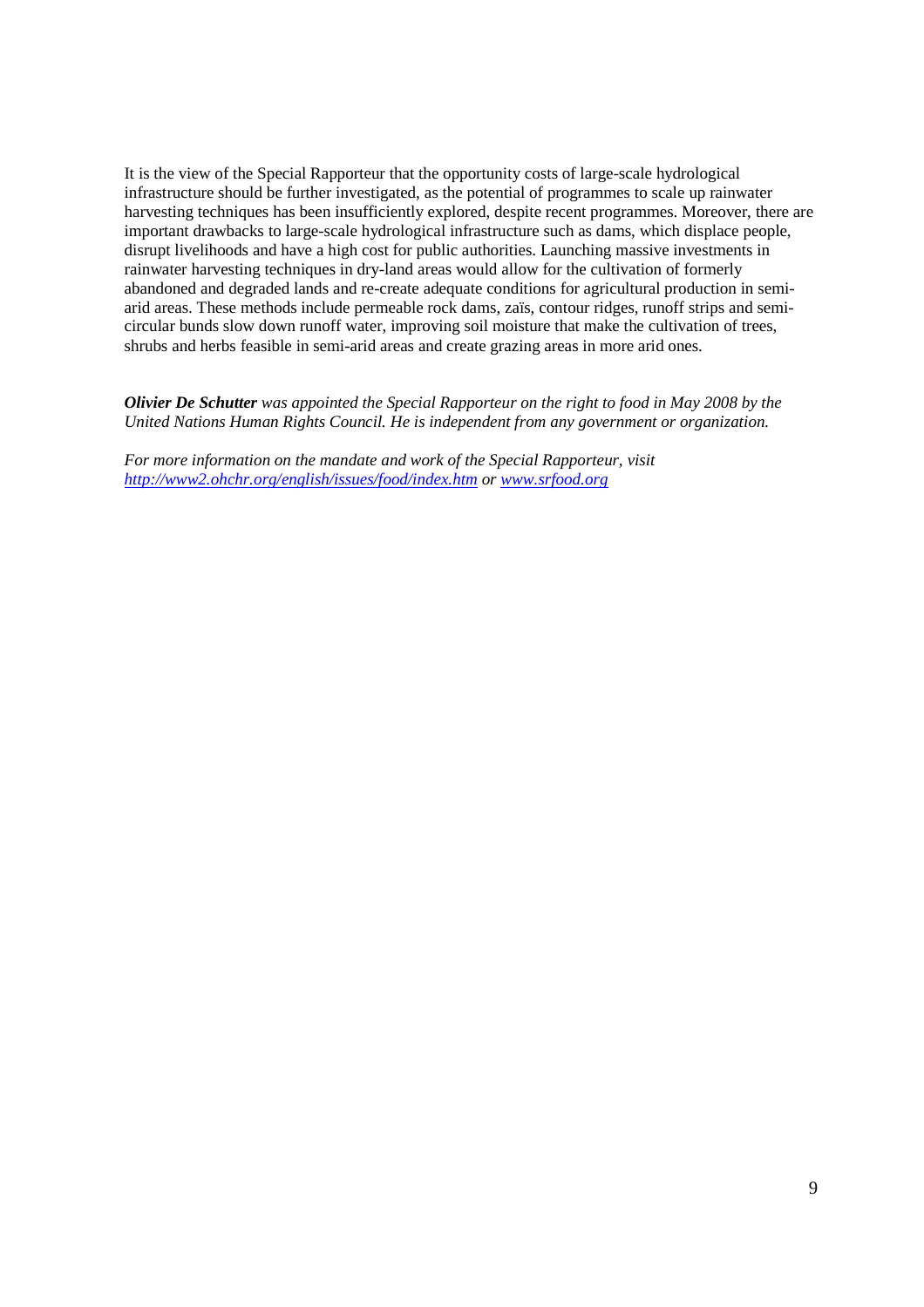It is the view of the Special Rapporteur that the opportunity costs of large-scale hydrological infrastructure should be further investigated, as the potential of programmes to scale up rainwater harvesting techniques has been insufficiently explored, despite recent programmes. Moreover, there are important drawbacks to large-scale hydrological infrastructure such as dams, which displace people, disrupt livelihoods and have a high cost for public authorities. Launching massive investments in rainwater harvesting techniques in dry-land areas would allow for the cultivation of formerly abandoned and degraded lands and re-create adequate conditions for agricultural production in semi-arid areas. These methods include permeable rock dams, zaïs, contour ridges, runoff strips and semi-circular bunds slow down runoff water, improving soil moisture that make the cultivation of trees, shrubs and herbs feasible in semi-arid areas and create grazing areas in more arid ones.

***Olivier De Schutter** was appointed the Special Rapporteur on the right to food in May 2008 by the United Nations Human Rights Council. He is independent from any government or organization.*

*For more information on the mandate and work of the Special Rapporteur, visit [http://www2.ohchr.org/english/issues/food/index.htm](http://www2.ohchr.org/english/issues/food/index.htm) or [www.srfood.org](http://www.srfood.org)*